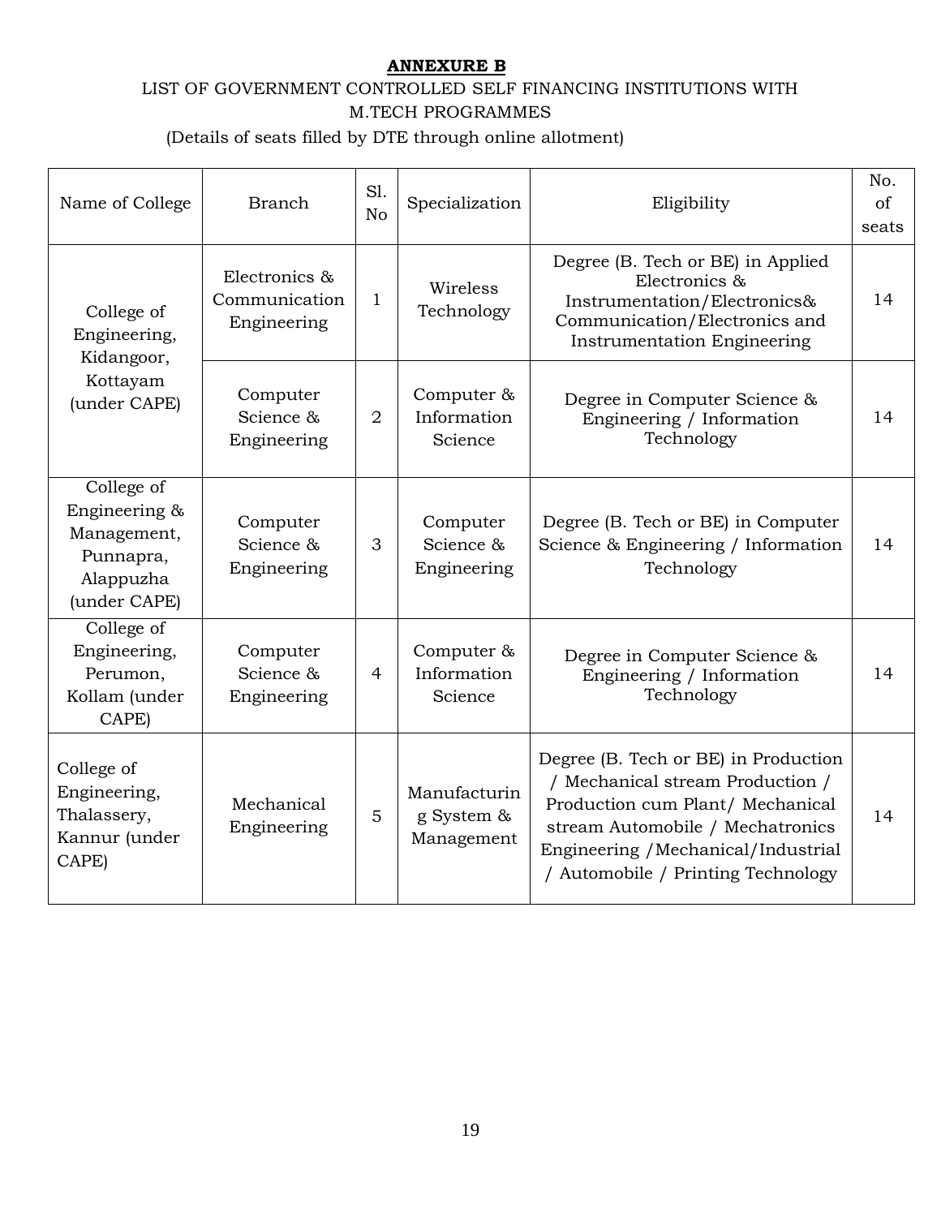# ANNEXURE B

LIST OF GOVERNMENT CONTROLLED SELF FINANCING INSTITUTIONS WITH M.TECH PROGRAMMES

(Details of seats filled by DTE through online allotment)

| Name of College | Branch | Sl. No | Specialization | Eligibility | No. of seats |
|---|---|---|---|---|---|
| College of Engineering, Kidangoor, Kottayam (under CAPE) | Electronics & Communication Engineering | 1 | Wireless Technology | Degree (B. Tech or BE) in Applied Electronics & Instrumentation/Electronics& Communication/Electronics and Instrumentation Engineering | 14 |
| | Computer Science & Engineering | 2 | Computer & Information Science | Degree in Computer Science & Engineering / Information Technology | 14 |
| College of Engineering & Management, Punnapra, Alappuzha (under CAPE) | Computer Science & Engineering | 3 | Computer Science & Engineering | Degree (B. Tech or BE) in Computer Science & Engineering / Information Technology | 14 |
| College of Engineering, Perumon, Kollam (under CAPE) | Computer Science & Engineering | 4 | Computer & Information Science | Degree in Computer Science & Engineering / Information Technology | 14 |
| College of Engineering, Thalassery, Kannur (under CAPE) | Mechanical Engineering | 5 | Manufacturing System & Management | Degree (B. Tech or BE) in Production / Mechanical stream Production / Production cum Plant/ Mechanical stream Automobile / Mechatronics Engineering /Mechanical/Industrial / Automobile / Printing Technology | 14 |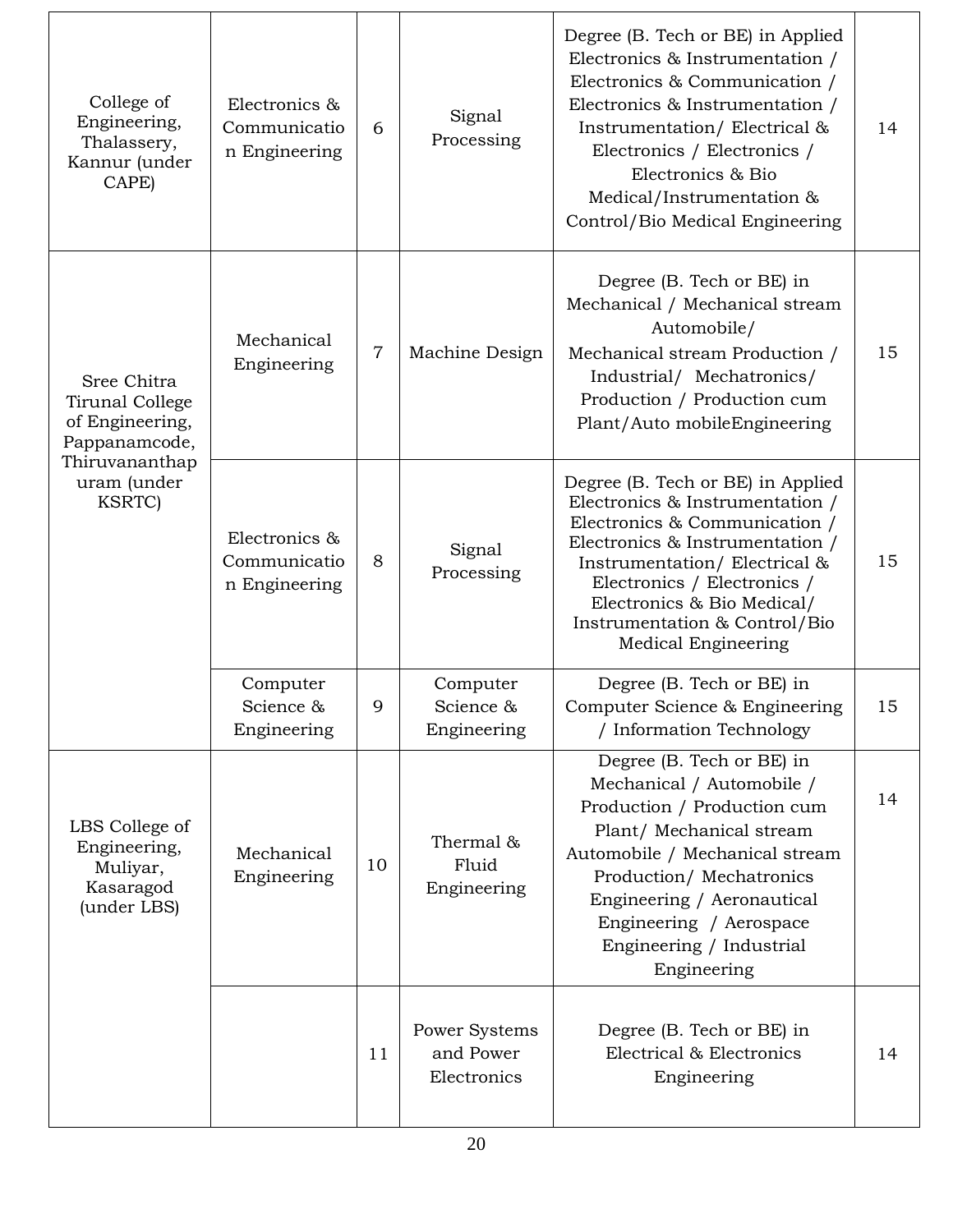| | | | | | |
|---|---|---|---|---|---|
| College of Engineering, Thalassery, Kannur (under CAPE) | Electronics & Communication Engineering | 6 | Signal Processing | Degree (B. Tech or BE) in Applied Electronics & Instrumentation / Electronics & Communication / Electronics & Instrumentation / Instrumentation/ Electrical & Electronics / Electronics / Electronics & Bio Medical/Instrumentation & Control/Bio Medical Engineering | 14 |
| Sree Chitra Tirunal College of Engineering, Pappanamcode, Thiruvananthapuram (under KSRTC) | Mechanical Engineering | 7 | Machine Design | Degree (B. Tech or BE) in Mechanical / Mechanical stream Automobile/ Mechanical stream Production / Industrial/ Mechatronics/ Production / Production cum Plant/Auto mobileEngineering | 15 |
| | Electronics & Communication Engineering | 8 | Signal Processing | Degree (B. Tech or BE) in Applied Electronics & Instrumentation / Electronics & Communication / Electronics & Instrumentation / Instrumentation/ Electrical & Electronics / Electronics / Electronics & Bio Medical/ Instrumentation & Control/Bio Medical Engineering | 15 |
| | Computer Science & Engineering | 9 | Computer Science & Engineering | Degree (B. Tech or BE) in Computer Science & Engineering / Information Technology | 15 |
| LBS College of Engineering, Muliyar, Kasaragod (under LBS) | Mechanical Engineering | 10 | Thermal & Fluid Engineering | Degree (B. Tech or BE) in Mechanical / Automobile / Production / Production cum Plant/ Mechanical stream Automobile / Mechanical stream Production/ Mechatronics Engineering / Aeronautical Engineering / Aerospace Engineering / Industrial Engineering | 14 |
| | | 11 | Power Systems and Power Electronics | Degree (B. Tech or BE) in Electrical & Electronics Engineering | 14 |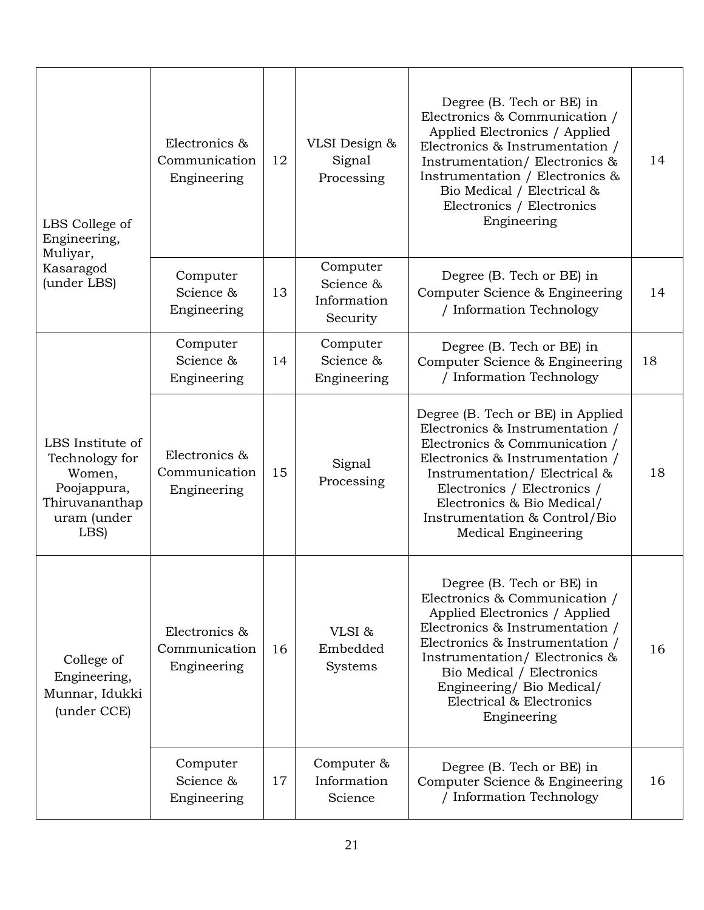| | | | | | |
|---|---|---|---|---|---|
| LBS College of Engineering, Muliyar, Kasaragod (under LBS) | Electronics & Communication Engineering | 12 | VLSI Design & Signal Processing | Degree (B. Tech or BE) in Electronics & Communication / Applied Electronics / Applied Electronics & Instrumentation / Instrumentation/ Electronics & Instrumentation / Electronics & Bio Medical / Electrical & Electronics / Electronics Engineering | 14 |
| | Computer Science & Engineering | 13 | Computer Science & Information Security | Degree (B. Tech or BE) in Computer Science & Engineering / Information Technology | 14 |
| LBS Institute of Technology for Women, Poojappura, Thiruvananthapuram (under LBS) | Computer Science & Engineering | 14 | Computer Science & Engineering | Degree (B. Tech or BE) in Computer Science & Engineering / Information Technology | 18 |
| | Electronics & Communication Engineering | 15 | Signal Processing | Degree (B. Tech or BE) in Applied Electronics & Instrumentation / Electronics & Communication / Electronics & Instrumentation / Instrumentation/ Electrical & Electronics / Electronics / Electronics & Bio Medical/ Instrumentation & Control/Bio Medical Engineering | 18 |
| College of Engineering, Munnar, Idukki (under CCE) | Electronics & Communication Engineering | 16 | VLSI & Embedded Systems | Degree (B. Tech or BE) in Electronics & Communication / Applied Electronics / Applied Electronics & Instrumentation / Electronics & Instrumentation / Instrumentation/ Electronics & Bio Medical / Electronics Engineering/ Bio Medical/ Electrical & Electronics Engineering | 16 |
| | Computer Science & Engineering | 17 | Computer & Information Science | Degree (B. Tech or BE) in Computer Science & Engineering / Information Technology | 16 |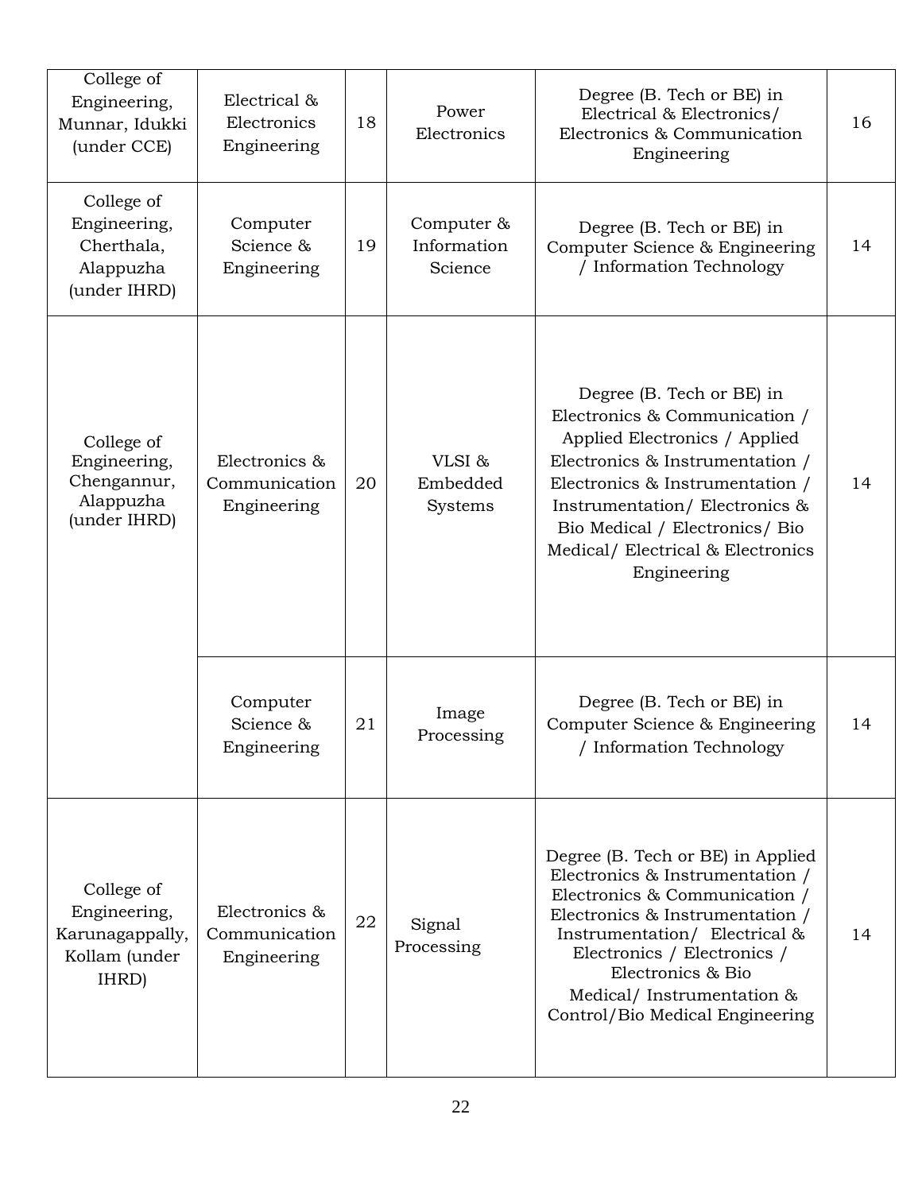| College of Engineering, Munnar, Idukki (under CCE) | Electrical & Electronics Engineering | 18 | Power Electronics | Degree (B. Tech or BE) in Electrical & Electronics/ Electronics & Communication Engineering | 16 |
|---|---|---|---|---|---|
| College of Engineering, Cherthala, Alappuzha (under IHRD) | Computer Science & Engineering | 19 | Computer & Information Science | Degree (B. Tech or BE) in Computer Science & Engineering / Information Technology | 14 |
| College of Engineering, Chengannur, Alappuzha (under IHRD) | Electronics & Communication Engineering | 20 | VLSI & Embedded Systems | Degree (B. Tech or BE) in Electronics & Communication / Applied Electronics / Applied Electronics & Instrumentation / Electronics & Instrumentation / Instrumentation/ Electronics & Bio Medical / Electronics/ Bio Medical/ Electrical & Electronics Engineering | 14 |
| | Computer Science & Engineering | 21 | Image Processing | Degree (B. Tech or BE) in Computer Science & Engineering / Information Technology | 14 |
| College of Engineering, Karunagappally, Kollam (under IHRD) | Electronics & Communication Engineering | 22 | Signal Processing | Degree (B. Tech or BE) in Applied Electronics & Instrumentation / Electronics & Communication / Electronics & Instrumentation / Instrumentation/ Electrical & Electronics / Electronics / Electronics & Bio Medical/ Instrumentation & Control/Bio Medical Engineering | 14 |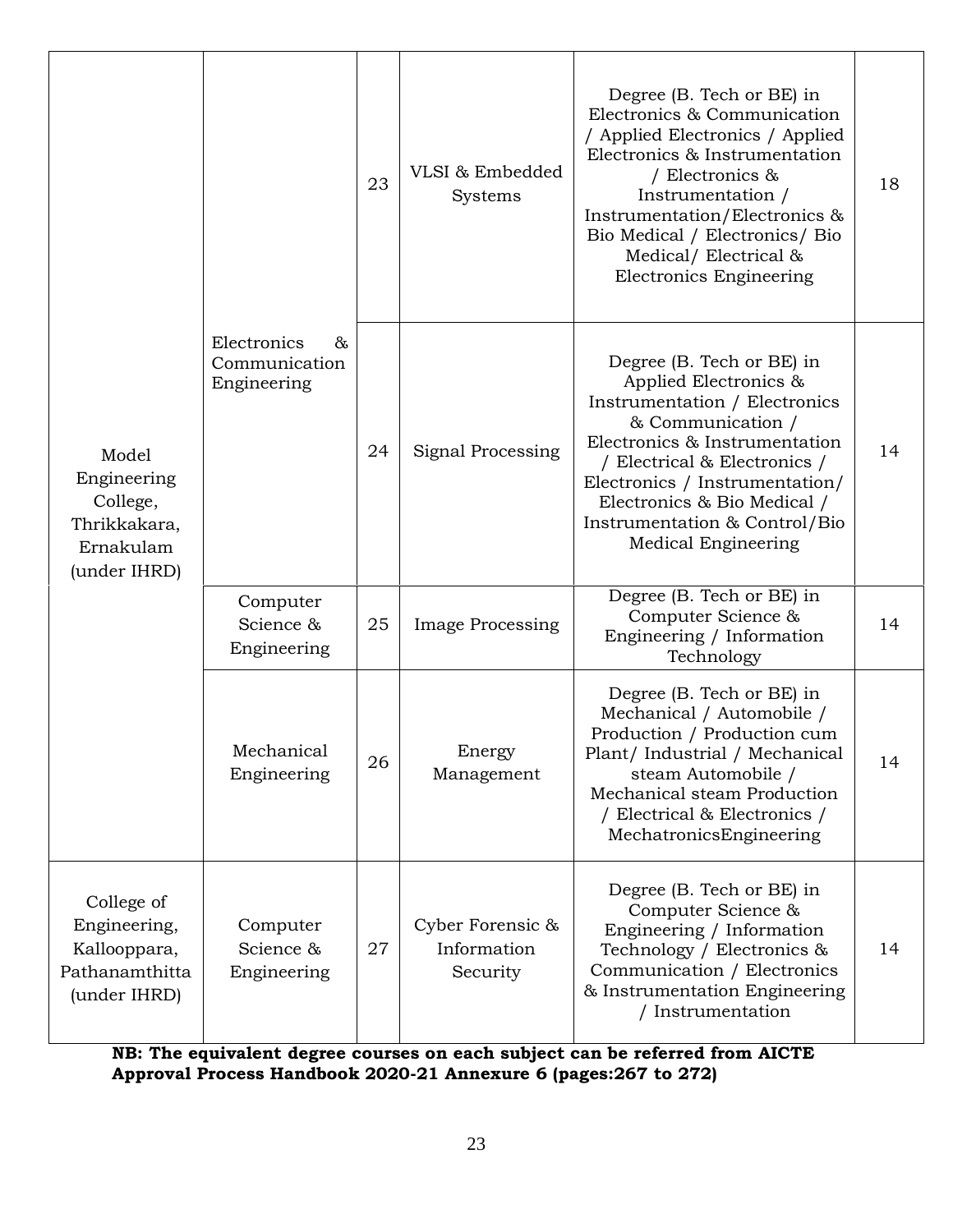| | | | | | |
|---|---|---|---|---|---|
| Model Engineering College, Thrikkakara, Ernakulam (under IHRD) | Electronics & Communication Engineering | 23 | VLSI & Embedded Systems | Degree (B. Tech or BE) in Electronics & Communication / Applied Electronics / Applied Electronics & Instrumentation / Electronics & Instrumentation / Instrumentation/Electronics & Bio Medical / Electronics/ Bio Medical/ Electrical & Electronics Engineering | 18 |
| | | 24 | Signal Processing | Degree (B. Tech or BE) in Applied Electronics & Instrumentation / Electronics & Communication / Electronics & Instrumentation / Electrical & Electronics / Electronics / Instrumentation/ Electronics & Bio Medical / Instrumentation & Control/Bio Medical Engineering | 14 |
| | Computer Science & Engineering | 25 | Image Processing | Degree (B. Tech or BE) in Computer Science & Engineering / Information Technology | 14 |
| | Mechanical Engineering | 26 | Energy Management | Degree (B. Tech or BE) in Mechanical / Automobile / Production / Production cum Plant/ Industrial / Mechanical steam Automobile / Mechanical steam Production / Electrical & Electronics / MechatronicsEngineering | 14 |
| College of Engineering, Kallooppara, Pathanamthitta (under IHRD) | Computer Science & Engineering | 27 | Cyber Forensic & Information Security | Degree (B. Tech or BE) in Computer Science & Engineering / Information Technology / Electronics & Communication / Electronics & Instrumentation Engineering / Instrumentation | 14 |

**NB: The equivalent degree courses on each subject can be referred from AICTE Approval Process Handbook 2020-21 Annexure 6 (pages:267 to 272)**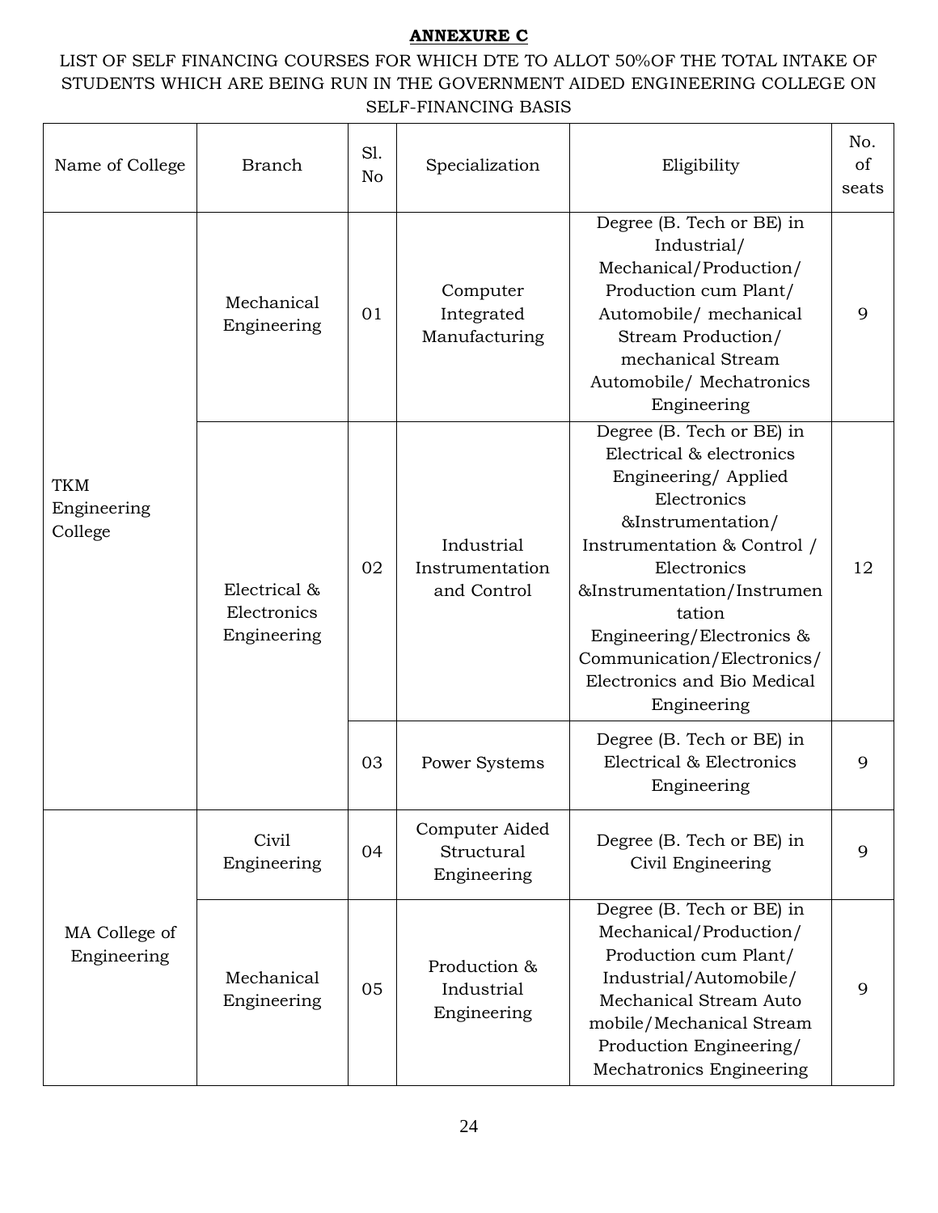**ANNEXURE C**

LIST OF SELF FINANCING COURSES FOR WHICH DTE TO ALLOT 50%OF THE TOTAL INTAKE OF STUDENTS WHICH ARE BEING RUN IN THE GOVERNMENT AIDED ENGINEERING COLLEGE ON SELF-FINANCING BASIS

| Name of College | Branch | Sl. No | Specialization | Eligibility | No. of seats |
|---|---|---|---|---|---|
| TKM Engineering College | Mechanical Engineering | 01 | Computer Integrated Manufacturing | Degree (B. Tech or BE) in Industrial/ Mechanical/Production/ Production cum Plant/ Automobile/ mechanical Stream Production/ mechanical Stream Automobile/ Mechatronics Engineering | 9 |
| | Electrical & Electronics Engineering | 02 | Industrial Instrumentation and Control | Degree (B. Tech or BE) in Electrical & electronics Engineering/ Applied Electronics &Instrumentation/ Instrumentation & Control / Electronics &Instrumentation/Instrumentation Engineering/Electronics & Communication/Electronics/ Electronics and Bio Medical Engineering | 12 |
| | | 03 | Power Systems | Degree (B. Tech or BE) in Electrical & Electronics Engineering | 9 |
| MA College of Engineering | Civil Engineering | 04 | Computer Aided Structural Engineering | Degree (B. Tech or BE) in Civil Engineering | 9 |
| | Mechanical Engineering | 05 | Production & Industrial Engineering | Degree (B. Tech or BE) in Mechanical/Production/ Production cum Plant/ Industrial/Automobile/ Mechanical Stream Auto mobile/Mechanical Stream Production Engineering/ Mechatronics Engineering | 9 |